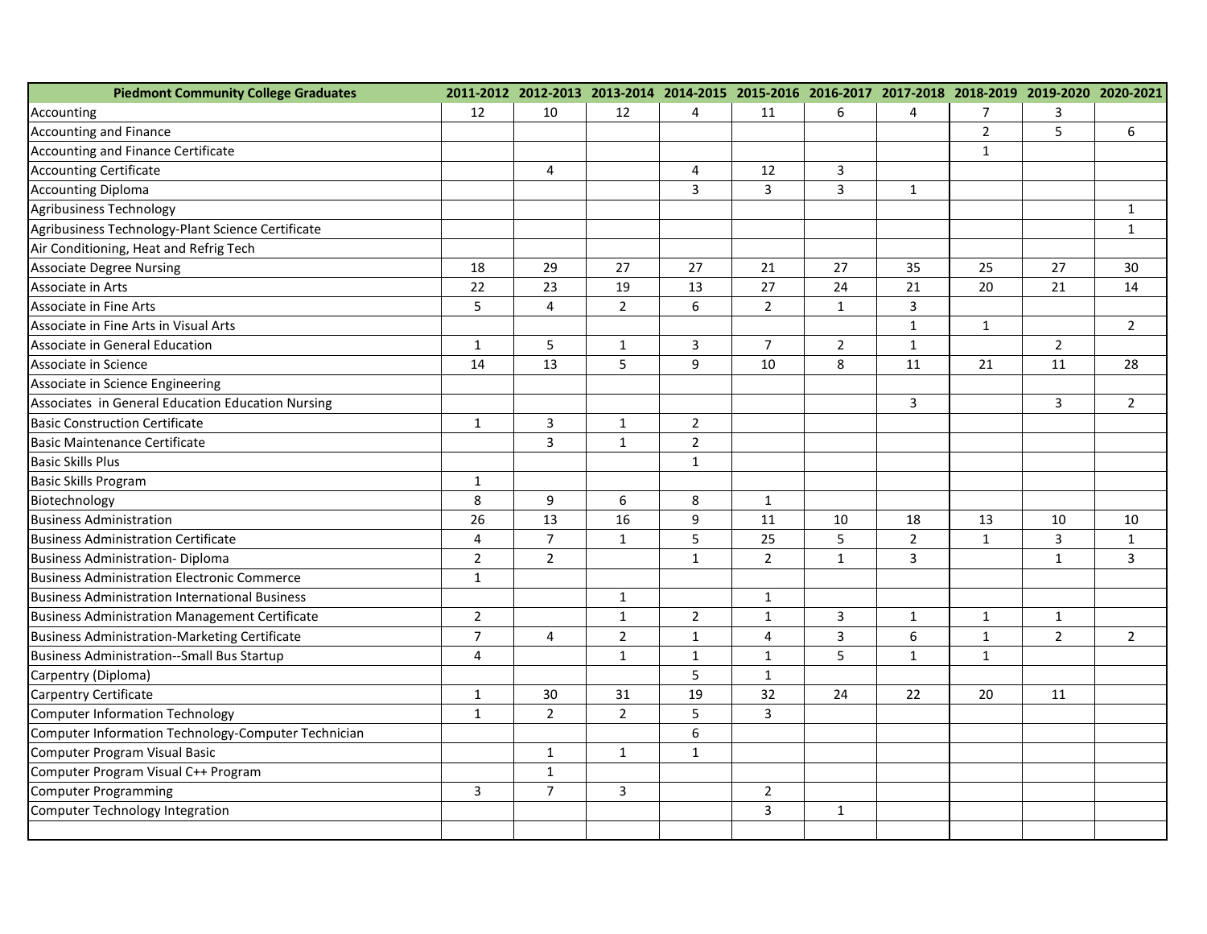| Piedmont Community College Graduates | 2011-2012 | 2012-2013 | 2013-2014 | 2014-2015 | 2015-2016 | 2016-2017 | 2017-2018 | 2018-2019 | 2019-2020 | 2020-2021 |
|---|---|---|---|---|---|---|---|---|---|---|
| Accounting | 12 | 10 | 12 | 4 | 11 | 6 | 4 | 7 | 3 | |
| Accounting and Finance | | | | | | | | 2 | 5 | 6 |
| Accounting and Finance Certificate | | | | | | | | 1 | | |
| Accounting Certificate | | 4 | | 4 | 12 | 3 | | | | |
| Accounting Diploma | | | | 3 | 3 | 3 | 1 | | | |
| Agribusiness Technology | | | | | | | | | | 1 |
| Agribusiness Technology-Plant Science Certificate | | | | | | | | | | 1 |
| Air Conditioning, Heat and Refrig Tech | | | | | | | | | | |
| Associate Degree Nursing | 18 | 29 | 27 | 27 | 21 | 27 | 35 | 25 | 27 | 30 |
| Associate in Arts | 22 | 23 | 19 | 13 | 27 | 24 | 21 | 20 | 21 | 14 |
| Associate in Fine Arts | 5 | 4 | 2 | 6 | 2 | 1 | 3 | | | |
| Associate in Fine Arts in Visual Arts | | | | | | | 1 | 1 | | 2 |
| Associate in General Education | 1 | 5 | 1 | 3 | 7 | 2 | 1 | | 2 | |
| Associate in Science | 14 | 13 | 5 | 9 | 10 | 8 | 11 | 21 | 11 | 28 |
| Associate in Science Engineering | | | | | | | | | | |
| Associates in General Education Education Nursing | | | | | | | 3 | | 3 | 2 |
| Basic Construction Certificate | 1 | 3 | 1 | 2 | | | | | | |
| Basic Maintenance Certificate | | 3 | 1 | 2 | | | | | | |
| Basic Skills Plus | | | | 1 | | | | | | |
| Basic Skills Program | 1 | | | | | | | | | |
| Biotechnology | 8 | 9 | 6 | 8 | 1 | | | | | |
| Business Administration | 26 | 13 | 16 | 9 | 11 | 10 | 18 | 13 | 10 | 10 |
| Business Administration Certificate | 4 | 7 | 1 | 5 | 25 | 5 | 2 | 1 | 3 | 1 |
| Business Administration- Diploma | 2 | 2 | | 1 | 2 | 1 | 3 | | 1 | 3 |
| Business Administration Electronic Commerce | 1 | | | | | | | | | |
| Business Administration International Business | | | 1 | | 1 | | | | | |
| Business Administration Management Certificate | 2 | | 1 | 2 | 1 | 3 | 1 | 1 | 1 | |
| Business Administration-Marketing Certificate | 7 | 4 | 2 | 1 | 4 | 3 | 6 | 1 | 2 | 2 |
| Business Administration--Small Bus Startup | 4 | | 1 | 1 | 1 | 5 | 1 | 1 | | |
| Carpentry (Diploma) | | | | 5 | 1 | | | | | |
| Carpentry Certificate | 1 | 30 | 31 | 19 | 32 | 24 | 22 | 20 | 11 | |
| Computer Information Technology | 1 | 2 | 2 | 5 | 3 | | | | | |
| Computer Information Technology-Computer Technician | | | | 6 | | | | | | |
| Computer Program Visual Basic | | 1 | 1 | 1 | | | | | | |
| Computer Program Visual C++ Program | | 1 | | | | | | | | |
| Computer Programming | 3 | 7 | 3 | | 2 | | | | | |
| Computer Technology Integration | | | | | 3 | 1 | | | | |
| | | | | | | | | | | |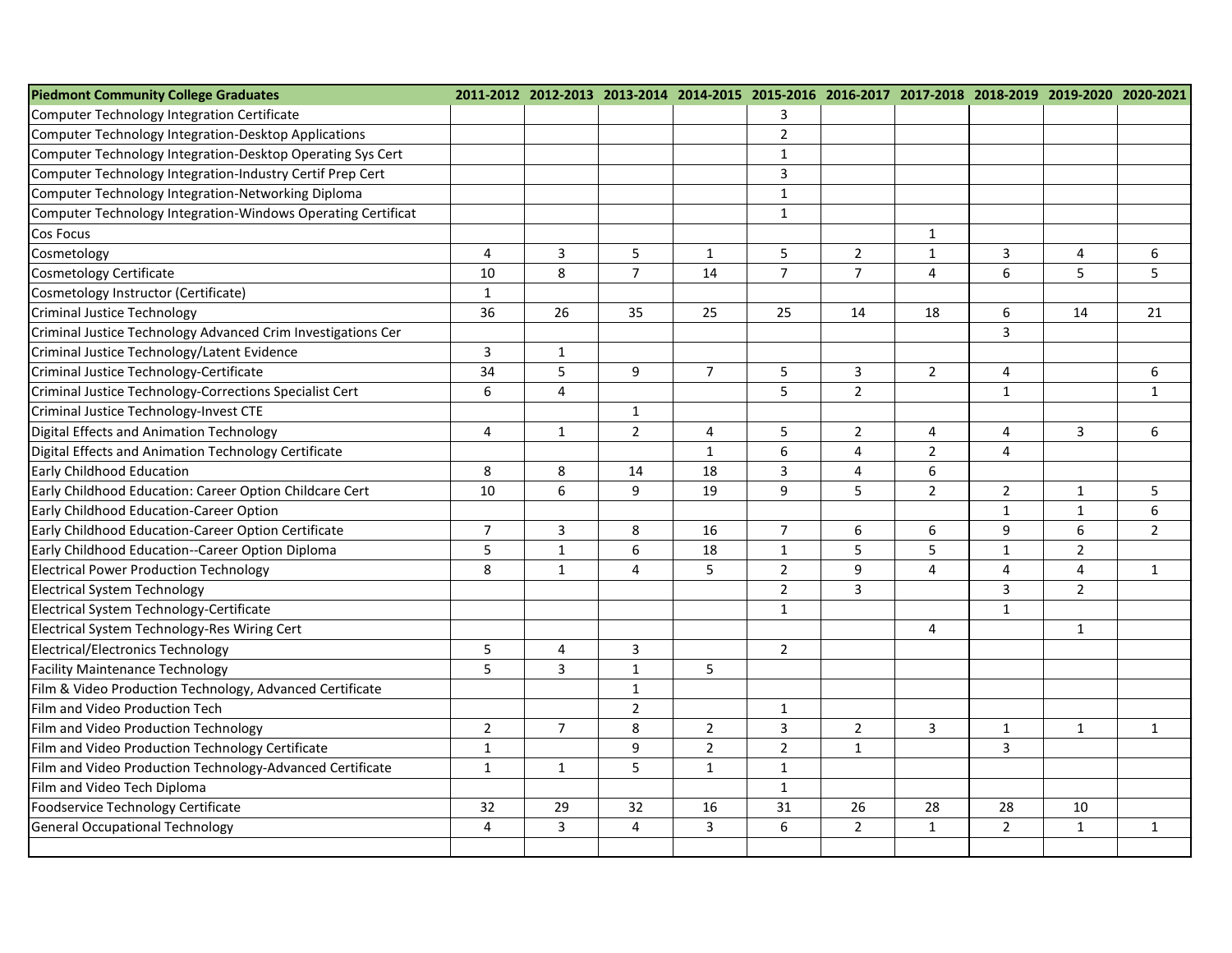| Piedmont Community College Graduates | 2011-2012 | 2012-2013 | 2013-2014 | 2014-2015 | 2015-2016 | 2016-2017 | 2017-2018 | 2018-2019 | 2019-2020 | 2020-2021 |
|---|---|---|---|---|---|---|---|---|---|---|
| Computer Technology Integration Certificate | | | | | 3 | | | | | |
| Computer Technology Integration-Desktop Applications | | | | | 2 | | | | | |
| Computer Technology Integration-Desktop Operating Sys Cert | | | | | 1 | | | | | |
| Computer Technology Integration-Industry Certif Prep Cert | | | | | 3 | | | | | |
| Computer Technology Integration-Networking Diploma | | | | | 1 | | | | | |
| Computer Technology Integration-Windows Operating Certificat | | | | | 1 | | | | | |
| Cos Focus | | | | | | | 1 | | | |
| Cosmetology | 4 | 3 | 5 | 1 | 5 | 2 | 1 | 3 | 4 | 6 |
| Cosmetology Certificate | 10 | 8 | 7 | 14 | 7 | 7 | 4 | 6 | 5 | 5 |
| Cosmetology Instructor (Certificate) | 1 | | | | | | | | | |
| Criminal Justice Technology | 36 | 26 | 35 | 25 | 25 | 14 | 18 | 6 | 14 | 21 |
| Criminal Justice Technology Advanced Crim Investigations Cer | | | | | | | | 3 | | |
| Criminal Justice Technology/Latent Evidence | 3 | 1 | | | | | | | | |
| Criminal Justice Technology-Certificate | 34 | 5 | 9 | 7 | 5 | 3 | 2 | 4 | | 6 |
| Criminal Justice Technology-Corrections Specialist Cert | 6 | 4 | | | 5 | 2 | | 1 | | 1 |
| Criminal Justice Technology-Invest CTE | | | 1 | | | | | | | |
| Digital Effects and Animation Technology | 4 | 1 | 2 | 4 | 5 | 2 | 4 | 4 | 3 | 6 |
| Digital Effects and Animation Technology Certificate | | | | 1 | 6 | 4 | 2 | 4 | | |
| Early Childhood Education | 8 | 8 | 14 | 18 | 3 | 4 | 6 | | | |
| Early Childhood Education: Career Option Childcare Cert | 10 | 6 | 9 | 19 | 9 | 5 | 2 | 2 | 1 | 5 |
| Early Childhood Education-Career Option | | | | | | | | 1 | 1 | 6 |
| Early Childhood Education-Career Option Certificate | 7 | 3 | 8 | 16 | 7 | 6 | 6 | 9 | 6 | 2 |
| Early Childhood Education--Career Option Diploma | 5 | 1 | 6 | 18 | 1 | 5 | 5 | 1 | 2 | |
| Electrical Power Production Technology | 8 | 1 | 4 | 5 | 2 | 9 | 4 | 4 | 4 | 1 |
| Electrical System Technology | | | | | 2 | 3 | | 3 | 2 | |
| Electrical System Technology-Certificate | | | | | 1 | | | 1 | | |
| Electrical System Technology-Res Wiring Cert | | | | | | | 4 | | 1 | |
| Electrical/Electronics Technology | 5 | 4 | 3 | | 2 | | | | | |
| Facility Maintenance Technology | 5 | 3 | 1 | 5 | | | | | | |
| Film & Video Production Technology, Advanced Certificate | | | 1 | | | | | | | |
| Film and Video Production Tech | | | 2 | | 1 | | | | | |
| Film and Video Production Technology | 2 | 7 | 8 | 2 | 3 | 2 | 3 | 1 | 1 | 1 |
| Film and Video Production Technology Certificate | 1 | | 9 | 2 | 2 | 1 | | 3 | | |
| Film and Video Production Technology-Advanced Certificate | 1 | 1 | 5 | 1 | 1 | | | | | |
| Film and Video Tech Diploma | | | | | 1 | | | | | |
| Foodservice Technology Certificate | 32 | 29 | 32 | 16 | 31 | 26 | 28 | 28 | 10 | |
| General Occupational Technology | 4 | 3 | 4 | 3 | 6 | 2 | 1 | 2 | 1 | 1 |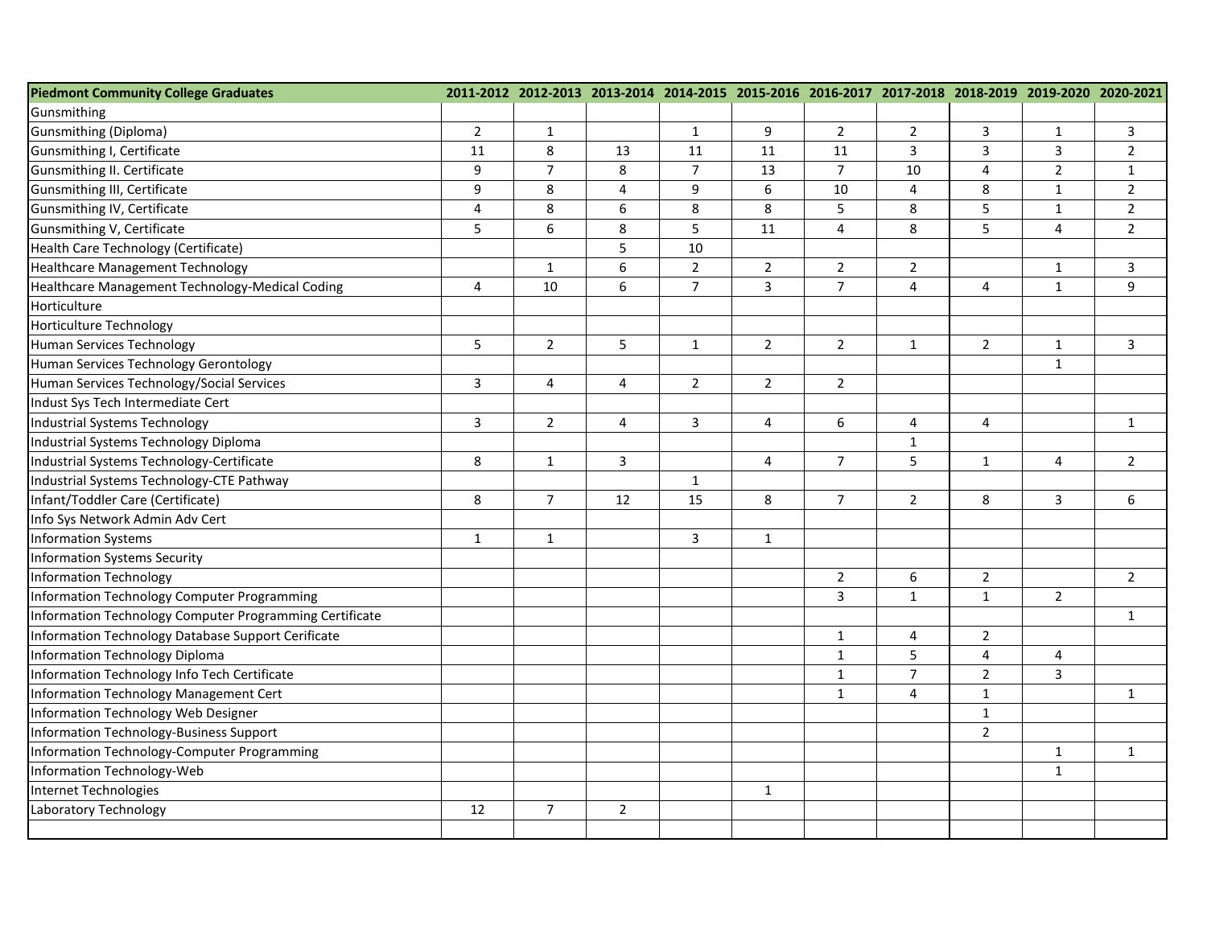| Piedmont Community College Graduates | 2011-2012 | 2012-2013 | 2013-2014 | 2014-2015 | 2015-2016 | 2016-2017 | 2017-2018 | 2018-2019 | 2019-2020 | 2020-2021 |
|---|---|---|---|---|---|---|---|---|---|---|
| Gunsmithing | | | | | | | | | | |
| Gunsmithing (Diploma) | 2 | 1 | | 1 | 9 | 2 | 2 | 3 | 1 | 3 |
| Gunsmithing I, Certificate | 11 | 8 | 13 | 11 | 11 | 11 | 3 | 3 | 3 | 2 |
| Gunsmithing II. Certificate | 9 | 7 | 8 | 7 | 13 | 7 | 10 | 4 | 2 | 1 |
| Gunsmithing III, Certificate | 9 | 8 | 4 | 9 | 6 | 10 | 4 | 8 | 1 | 2 |
| Gunsmithing IV, Certificate | 4 | 8 | 6 | 8 | 8 | 5 | 8 | 5 | 1 | 2 |
| Gunsmithing V, Certificate | 5 | 6 | 8 | 5 | 11 | 4 | 8 | 5 | 4 | 2 |
| Health Care Technology (Certificate) | | | 5 | 10 | | | | | | |
| Healthcare Management Technology | | 1 | 6 | 2 | 2 | 2 | 2 | | 1 | 3 |
| Healthcare Management Technology-Medical Coding | 4 | 10 | 6 | 7 | 3 | 7 | 4 | 4 | 1 | 9 |
| Horticulture | | | | | | | | | | |
| Horticulture Technology | | | | | | | | | | |
| Human Services Technology | 5 | 2 | 5 | 1 | 2 | 2 | 1 | 2 | 1 | 3 |
| Human Services Technology Gerontology | | | | | | | | | 1 | |
| Human Services Technology/Social Services | 3 | 4 | 4 | 2 | 2 | 2 | | | | |
| Indust Sys Tech Intermediate Cert | | | | | | | | | | |
| Industrial Systems Technology | 3 | 2 | 4 | 3 | 4 | 6 | 4 | 4 | | 1 |
| Industrial Systems Technology Diploma | | | | | | | 1 | | | |
| Industrial Systems Technology-Certificate | 8 | 1 | 3 | | 4 | 7 | 5 | 1 | 4 | 2 |
| Industrial Systems Technology-CTE Pathway | | | | 1 | | | | | | |
| Infant/Toddler Care (Certificate) | 8 | 7 | 12 | 15 | 8 | 7 | 2 | 8 | 3 | 6 |
| Info Sys Network Admin Adv Cert | | | | | | | | | | |
| Information Systems | 1 | 1 | | 3 | 1 | | | | | |
| Information Systems Security | | | | | | | | | | |
| Information Technology | | | | | | 2 | 6 | 2 | | 2 |
| Information Technology Computer Programming | | | | | | 3 | 1 | 1 | 2 | |
| Information Technology Computer Programming Certificate | | | | | | | | | | 1 |
| Information Technology Database Support Cerificate | | | | | | 1 | 4 | 2 | | |
| Information Technology Diploma | | | | | | 1 | 5 | 4 | 4 | |
| Information Technology Info Tech Certificate | | | | | | 1 | 7 | 2 | 3 | |
| Information Technology Management Cert | | | | | | 1 | 4 | 1 | | 1 |
| Information Technology Web Designer | | | | | | | | 1 | | |
| Information Technology-Business Support | | | | | | | | 2 | | |
| Information Technology-Computer Programming | | | | | | | | | 1 | 1 |
| Information Technology-Web | | | | | | | | | 1 | |
| Internet Technologies | | | | | 1 | | | | | |
| Laboratory Technology | 12 | 7 | 2 | | | | | | | |
| | | | | | | | | | | |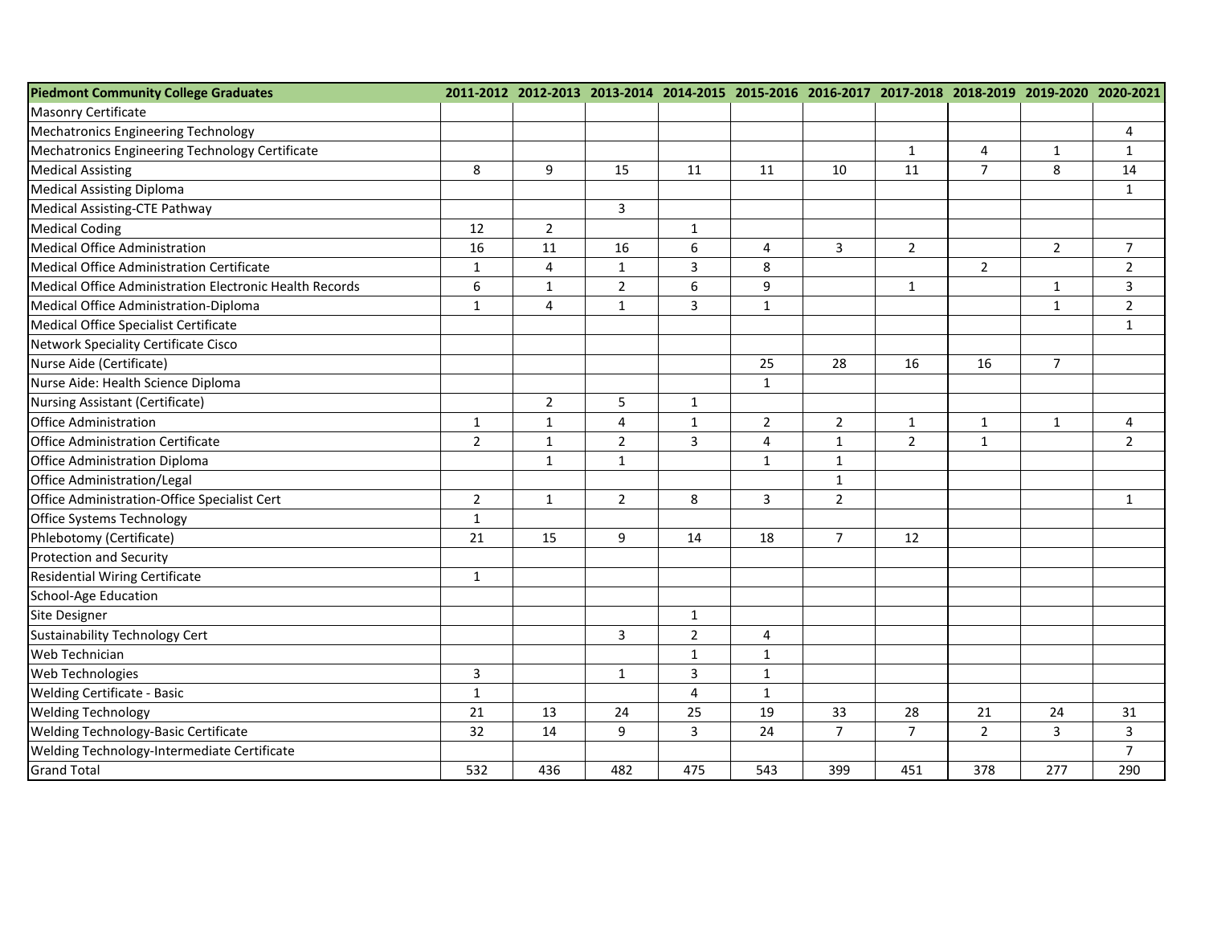| Piedmont Community College Graduates | 2011-2012 | 2012-2013 | 2013-2014 | 2014-2015 | 2015-2016 | 2016-2017 | 2017-2018 | 2018-2019 | 2019-2020 | 2020-2021 |
|---|---|---|---|---|---|---|---|---|---|---|
| Masonry Certificate | | | | | | | | | | |
| Mechatronics Engineering Technology | | | | | | | | | | 4 |
| Mechatronics Engineering Technology Certificate | | | | | | | 1 | 4 | 1 | 1 |
| Medical Assisting | 8 | 9 | 15 | 11 | 11 | 10 | 11 | 7 | 8 | 14 |
| Medical Assisting Diploma | | | | | | | | | | 1 |
| Medical Assisting-CTE Pathway | | | 3 | | | | | | | |
| Medical Coding | 12 | 2 | | 1 | | | | | | |
| Medical Office Administration | 16 | 11 | 16 | 6 | 4 | 3 | 2 | | 2 | 7 |
| Medical Office Administration Certificate | 1 | 4 | 1 | 3 | 8 | | | 2 | | 2 |
| Medical Office Administration Electronic Health Records | 6 | 1 | 2 | 6 | 9 | | 1 | | 1 | 3 |
| Medical Office Administration-Diploma | 1 | 4 | 1 | 3 | 1 | | | | 1 | 2 |
| Medical Office Specialist Certificate | | | | | | | | | | 1 |
| Network Speciality Certificate Cisco | | | | | | | | | | |
| Nurse Aide (Certificate) | | | | | 25 | 28 | 16 | 16 | 7 | |
| Nurse Aide: Health Science Diploma | | | | | 1 | | | | | |
| Nursing Assistant (Certificate) | | 2 | 5 | 1 | | | | | | |
| Office Administration | 1 | 1 | 4 | 1 | 2 | 2 | 1 | 1 | 1 | 4 |
| Office Administration Certificate | 2 | 1 | 2 | 3 | 4 | 1 | 2 | 1 | | 2 |
| Office Administration Diploma | | 1 | 1 | | 1 | 1 | | | | |
| Office Administration/Legal | | | | | | 1 | | | | |
| Office Administration-Office Specialist Cert | 2 | 1 | 2 | 8 | 3 | 2 | | | | 1 |
| Office Systems Technology | 1 | | | | | | | | | |
| Phlebotomy (Certificate) | 21 | 15 | 9 | 14 | 18 | 7 | 12 | | | |
| Protection and Security | | | | | | | | | | |
| Residential Wiring Certificate | 1 | | | | | | | | | |
| School-Age Education | | | | | | | | | | |
| Site Designer | | | | 1 | | | | | | |
| Sustainability Technology Cert | | | 3 | 2 | 4 | | | | | |
| Web Technician | | | | 1 | 1 | | | | | |
| Web Technologies | 3 | | 1 | 3 | 1 | | | | | |
| Welding Certificate - Basic | 1 | | | 4 | 1 | | | | | |
| Welding Technology | 21 | 13 | 24 | 25 | 19 | 33 | 28 | 21 | 24 | 31 |
| Welding Technology-Basic Certificate | 32 | 14 | 9 | 3 | 24 | 7 | 7 | 2 | 3 | 3 |
| Welding Technology-Intermediate Certificate | | | | | | | | | | 7 |
| Grand Total | 532 | 436 | 482 | 475 | 543 | 399 | 451 | 378 | 277 | 290 |